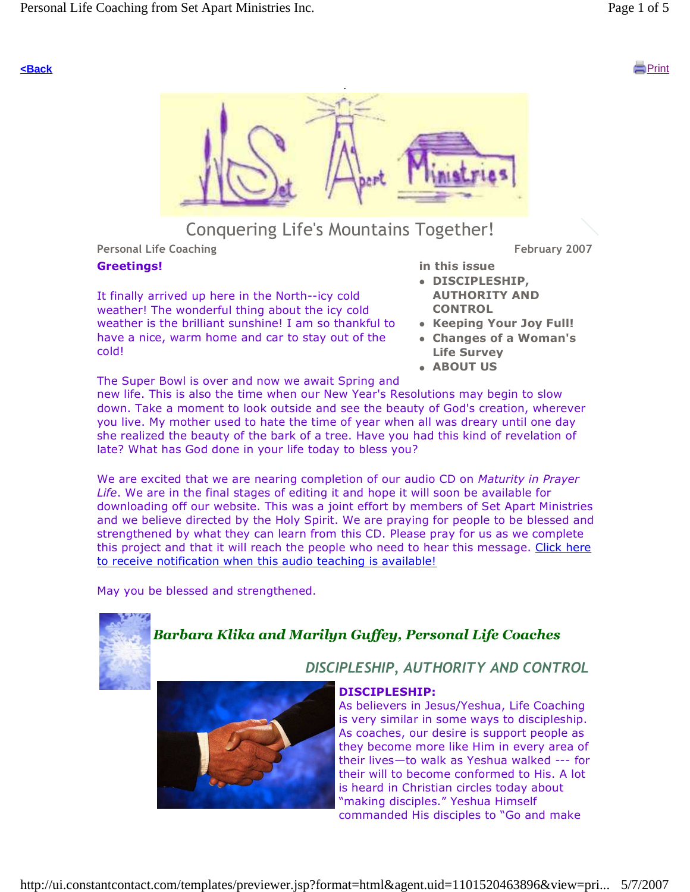<Back

Print

Conquering Life's Mountains Together!

Personal Life Coaching

February 2007

**Greetings!**

It finally arrived up here in the North--icy cold weather! The wonderful thing about the icy cold weather is the brilliant sunshine! I am so thankful to have a nice, warm home and car to stay out of the cold!

**in this issue**

- **DISCIPLESHIP, AUTHORITY AND CONTROL**
- **Keeping Your Joy Full!**
- **Changes of a Woman's Life Survey**
- **ABOUT US**

The Super Bowl is over and now we await Spring and new life. This is also the time when our New Year's Resolutions may begin to slow down. Take a moment to look outside and see the beauty of God's creation, wherever you live. My mother used to hate the time of year when all was dreary until one day she realized the beauty of the bark of a tree. Have you had this kind of revelation of late? What has God done in your life today to bless you?

We are excited that we are nearing completion of our audio CD on *Maturity in Prayer Life*. We are in the final stages of editing it and hope it will soon be available for downloading off our website. This was a joint effort by members of Set Apart Ministries and we believe directed by the Holy Spirit. We are praying for people to be blessed and strengthened by what they can learn from this CD. Please pray for us as we complete this project and that it will reach the people who need to hear this message. Click here to receive notification when this audio teaching is available!

May you be blessed and strengthened.

***Barbara Klika and Marilyn Guffey, Personal Life Coaches***

## *DISCIPLESHIP, AUTHORITY AND CONTROL*

**DISCIPLESHIP:**
As believers in Jesus/Yeshua, Life Coaching is very similar in some ways to discipleship. As coaches, our desire is support people as they become more like Him in every area of their lives—to walk as Yeshua walked --- for their will to become conformed to His. A lot is heard in Christian circles today about "making disciples." Yeshua Himself commanded His disciples to "Go and make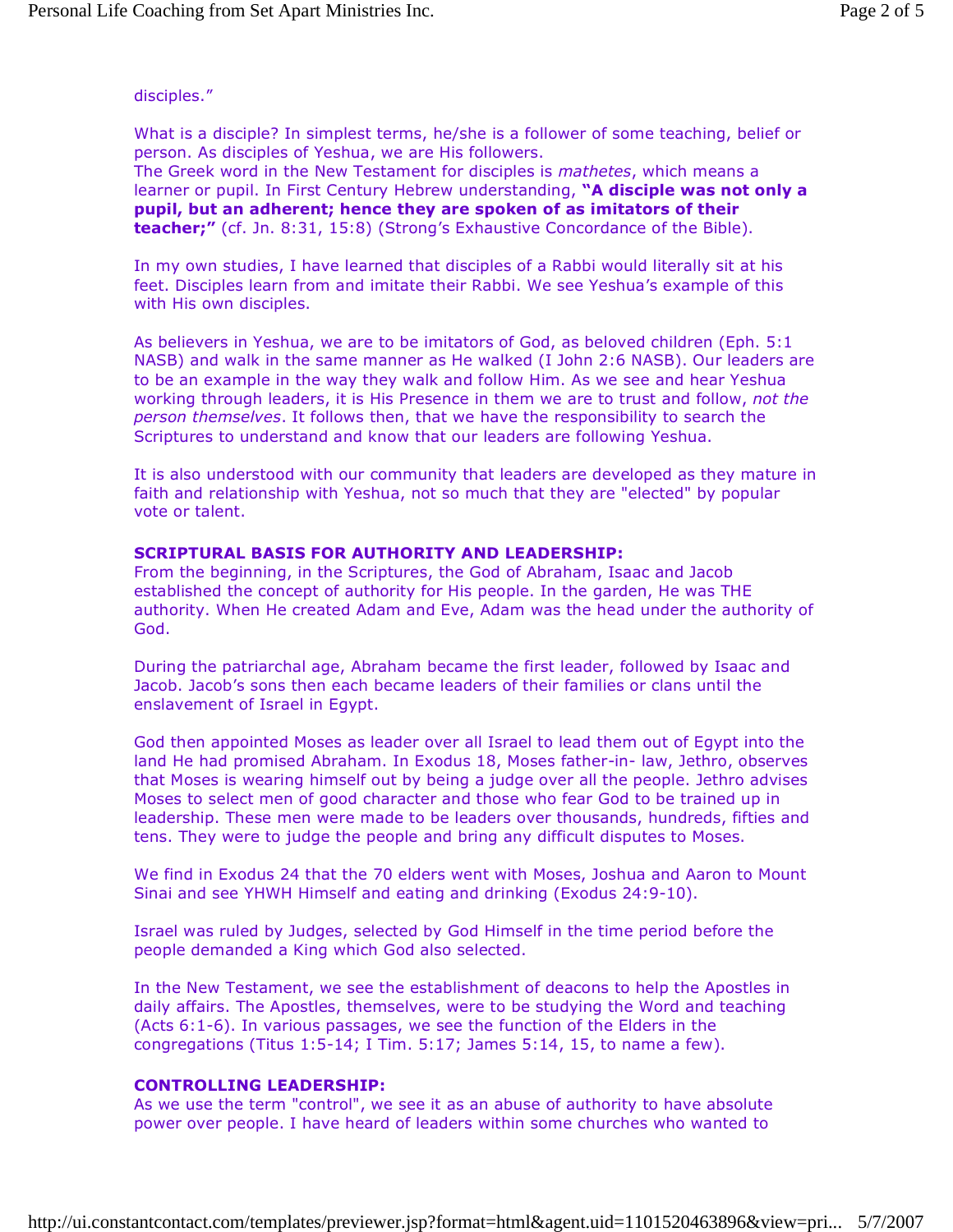disciples."

What is a disciple? In simplest terms, he/she is a follower of some teaching, belief or person. As disciples of Yeshua, we are His followers.
The Greek word in the New Testament for disciples is *mathetes*, which means a learner or pupil. In First Century Hebrew understanding, **"A disciple was not only a pupil, but an adherent; hence they are spoken of as imitators of their teacher;"** (cf. Jn. 8:31, 15:8) (Strong's Exhaustive Concordance of the Bible).

In my own studies, I have learned that disciples of a Rabbi would literally sit at his feet. Disciples learn from and imitate their Rabbi. We see Yeshua's example of this with His own disciples.

As believers in Yeshua, we are to be imitators of God, as beloved children (Eph. 5:1 NASB) and walk in the same manner as He walked (I John 2:6 NASB). Our leaders are to be an example in the way they walk and follow Him. As we see and hear Yeshua working through leaders, it is His Presence in them we are to trust and follow, *not the person themselves*. It follows then, that we have the responsibility to search the Scriptures to understand and know that our leaders are following Yeshua.

It is also understood with our community that leaders are developed as they mature in faith and relationship with Yeshua, not so much that they are "elected" by popular vote or talent.

**SCRIPTURAL BASIS FOR AUTHORITY AND LEADERSHIP:**
From the beginning, in the Scriptures, the God of Abraham, Isaac and Jacob established the concept of authority for His people. In the garden, He was THE authority. When He created Adam and Eve, Adam was the head under the authority of God.

During the patriarchal age, Abraham became the first leader, followed by Isaac and Jacob. Jacob's sons then each became leaders of their families or clans until the enslavement of Israel in Egypt.

God then appointed Moses as leader over all Israel to lead them out of Egypt into the land He had promised Abraham. In Exodus 18, Moses father-in- law, Jethro, observes that Moses is wearing himself out by being a judge over all the people. Jethro advises Moses to select men of good character and those who fear God to be trained up in leadership. These men were made to be leaders over thousands, hundreds, fifties and tens. They were to judge the people and bring any difficult disputes to Moses.

We find in Exodus 24 that the 70 elders went with Moses, Joshua and Aaron to Mount Sinai and see YHWH Himself and eating and drinking (Exodus 24:9-10).

Israel was ruled by Judges, selected by God Himself in the time period before the people demanded a King which God also selected.

In the New Testament, we see the establishment of deacons to help the Apostles in daily affairs. The Apostles, themselves, were to be studying the Word and teaching (Acts 6:1-6). In various passages, we see the function of the Elders in the congregations (Titus 1:5-14; I Tim. 5:17; James 5:14, 15, to name a few).

**CONTROLLING LEADERSHIP:**
As we use the term "control", we see it as an abuse of authority to have absolute power over people. I have heard of leaders within some churches who wanted to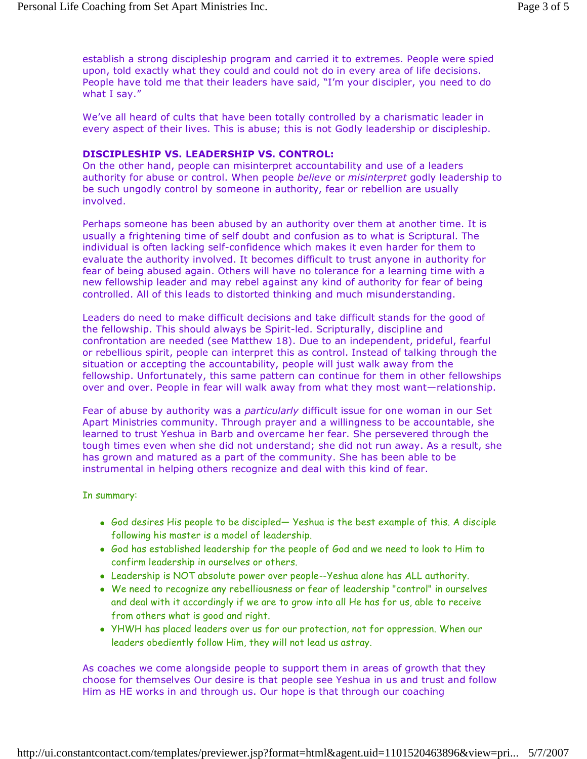establish a strong discipleship program and carried it to extremes. People were spied upon, told exactly what they could and could not do in every area of life decisions. People have told me that their leaders have said, "I'm your discipler, you need to do what I say."

We've all heard of cults that have been totally controlled by a charismatic leader in every aspect of their lives. This is abuse; this is not Godly leadership or discipleship.

**DISCIPLESHIP VS. LEADERSHIP VS. CONTROL:**
On the other hand, people can misinterpret accountability and use of a leaders authority for abuse or control. When people *believe* or *misinterpret* godly leadership to be such ungodly control by someone in authority, fear or rebellion are usually involved.

Perhaps someone has been abused by an authority over them at another time. It is usually a frightening time of self doubt and confusion as to what is Scriptural. The individual is often lacking self-confidence which makes it even harder for them to evaluate the authority involved. It becomes difficult to trust anyone in authority for fear of being abused again. Others will have no tolerance for a learning time with a new fellowship leader and may rebel against any kind of authority for fear of being controlled. All of this leads to distorted thinking and much misunderstanding.

Leaders do need to make difficult decisions and take difficult stands for the good of the fellowship. This should always be Spirit-led. Scripturally, discipline and confrontation are needed (see Matthew 18). Due to an independent, prideful, fearful or rebellious spirit, people can interpret this as control. Instead of talking through the situation or accepting the accountability, people will just walk away from the fellowship. Unfortunately, this same pattern can continue for them in other fellowships over and over. People in fear will walk away from what they most want—relationship.

Fear of abuse by authority was a *particularly* difficult issue for one woman in our Set Apart Ministries community. Through prayer and a willingness to be accountable, she learned to trust Yeshua in Barb and overcame her fear. She persevered through the tough times even when she did not understand; she did not run away. As a result, she has grown and matured as a part of the community. She has been able to be instrumental in helping others recognize and deal with this kind of fear.

In summary:

- God desires His people to be discipled— Yeshua is the best example of this. A disciple following his master is a model of leadership.
- God has established leadership for the people of God and we need to look to Him to confirm leadership in ourselves or others.
- Leadership is NOT absolute power over people--Yeshua alone has ALL authority.
- We need to recognize any rebelliousness or fear of leadership "control" in ourselves and deal with it accordingly if we are to grow into all He has for us, able to receive from others what is good and right.
- YHWH has placed leaders over us for our protection, not for oppression. When our leaders obediently follow Him, they will not lead us astray.

As coaches we come alongside people to support them in areas of growth that they choose for themselves Our desire is that people see Yeshua in us and trust and follow Him as HE works in and through us. Our hope is that through our coaching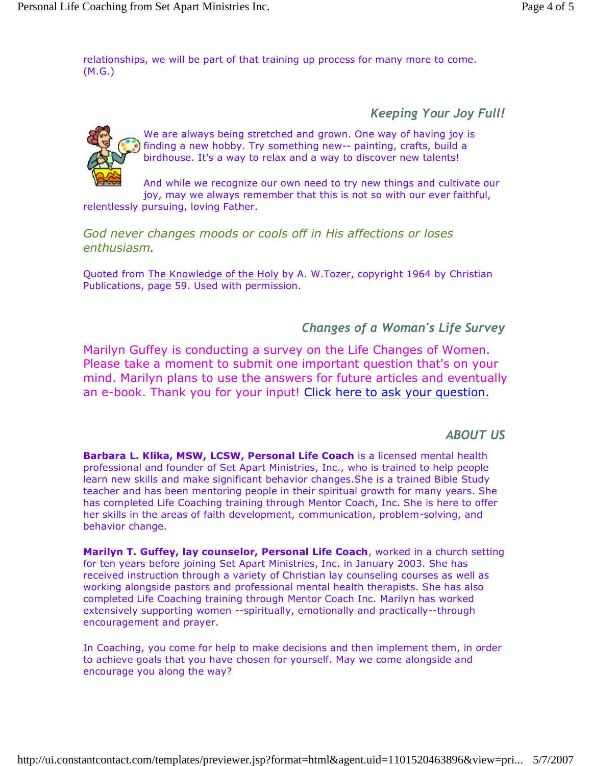relationships, we will be part of that training up process for many more to come. (M.G.)

## *Keeping Your Joy Full!*

We are always being stretched and grown. One way of having joy is finding a new hobby. Try something new-- painting, crafts, build a birdhouse. It's a way to relax and a way to discover new talents!

And while we recognize our own need to try new things and cultivate our joy, may we always remember that this is not so with our ever faithful, relentlessly pursuing, loving Father.

*God never changes moods or cools off in His affections or loses enthusiasm.*

Quoted from The Knowledge of the Holy by A. W.Tozer, copyright 1964 by Christian Publications, page 59. Used with permission.

## *Changes of a Woman's Life Survey*

Marilyn Guffey is conducting a survey on the Life Changes of Women. Please take a moment to submit one important question that's on your mind. Marilyn plans to use the answers for future articles and eventually an e-book. Thank you for your input! Click here to ask your question.

## *ABOUT US*

**Barbara L. Klika, MSW, LCSW, Personal Life Coach** is a licensed mental health professional and founder of Set Apart Ministries, Inc., who is trained to help people learn new skills and make significant behavior changes.She is a trained Bible Study teacher and has been mentoring people in their spiritual growth for many years. She has completed Life Coaching training through Mentor Coach, Inc. She is here to offer her skills in the areas of faith development, communication, problem-solving, and behavior change.

**Marilyn T. Guffey, lay counselor, Personal Life Coach**, worked in a church setting for ten years before joining Set Apart Ministries, Inc. in January 2003. She has received instruction through a variety of Christian lay counseling courses as well as working alongside pastors and professional mental health therapists. She has also completed Life Coaching training through Mentor Coach Inc. Marilyn has worked extensively supporting women --spiritually, emotionally and practically--through encouragement and prayer.

In Coaching, you come for help to make decisions and then implement them, in order to achieve goals that you have chosen for yourself. May we come alongside and encourage you along the way?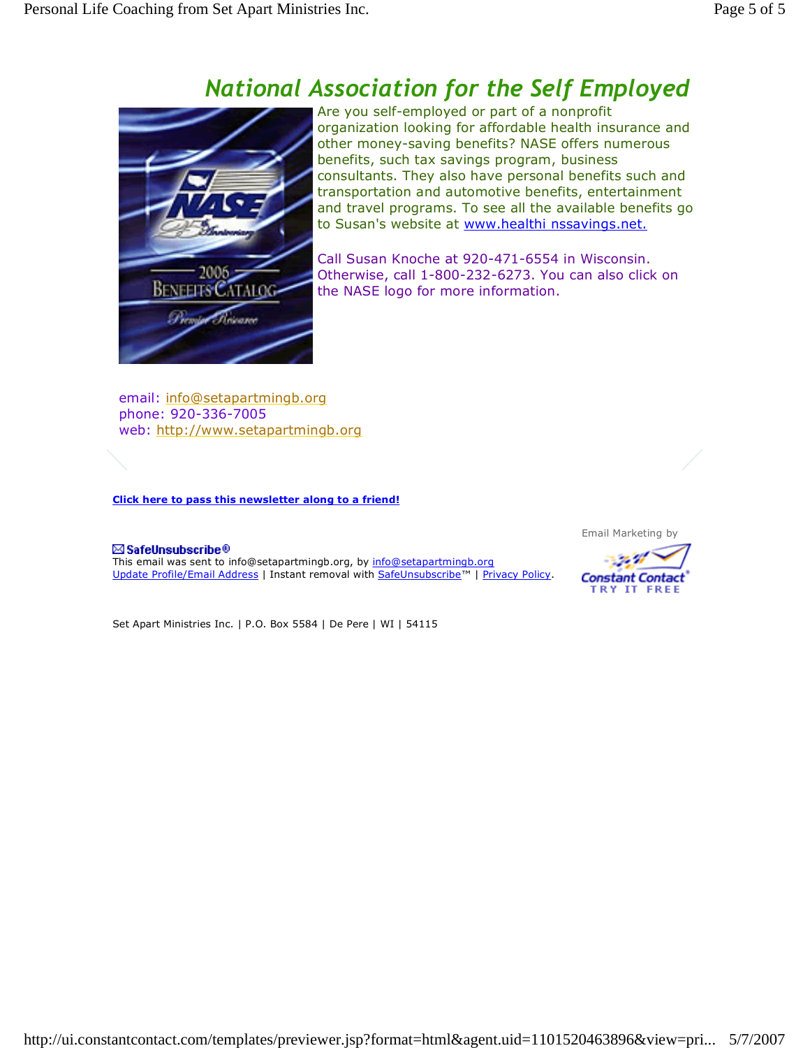# National Association for the Self Employed

Are you self-employed or part of a nonprofit organization looking for affordable health insurance and other money-saving benefits? NASE offers numerous benefits, such tax savings program, business consultants. They also have personal benefits such and transportation and automotive benefits, entertainment and travel programs. To see all the available benefits go to Susan's website at www.healthi nssavings.net.

Call Susan Knoche at 920-471-6554 in Wisconsin. Otherwise, call 1-800-232-6273. You can also click on the NASE logo for more information.

email: info@setapartmingb.org
phone: 920-336-7005
web: http://www.setapartmingb.org

**Click here to pass this newsletter along to a friend!**

Email Marketing by Constant Contact TRY IT FREE

SafeUnsubscribe®
This email was sent to info@setapartmingb.org, by info@setapartmingb.org
Update Profile/Email Address | Instant removal with SafeUnsubscribe™ | Privacy Policy.

Set Apart Ministries Inc. | P.O. Box 5584 | De Pere | WI | 54115